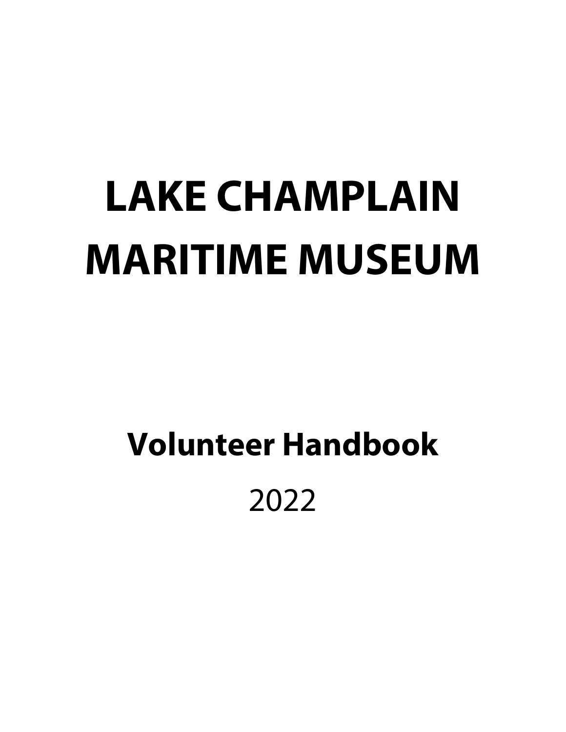# LAKE CHAMPLAIN MARITIME MUSEUM

## Volunteer Handbook

2022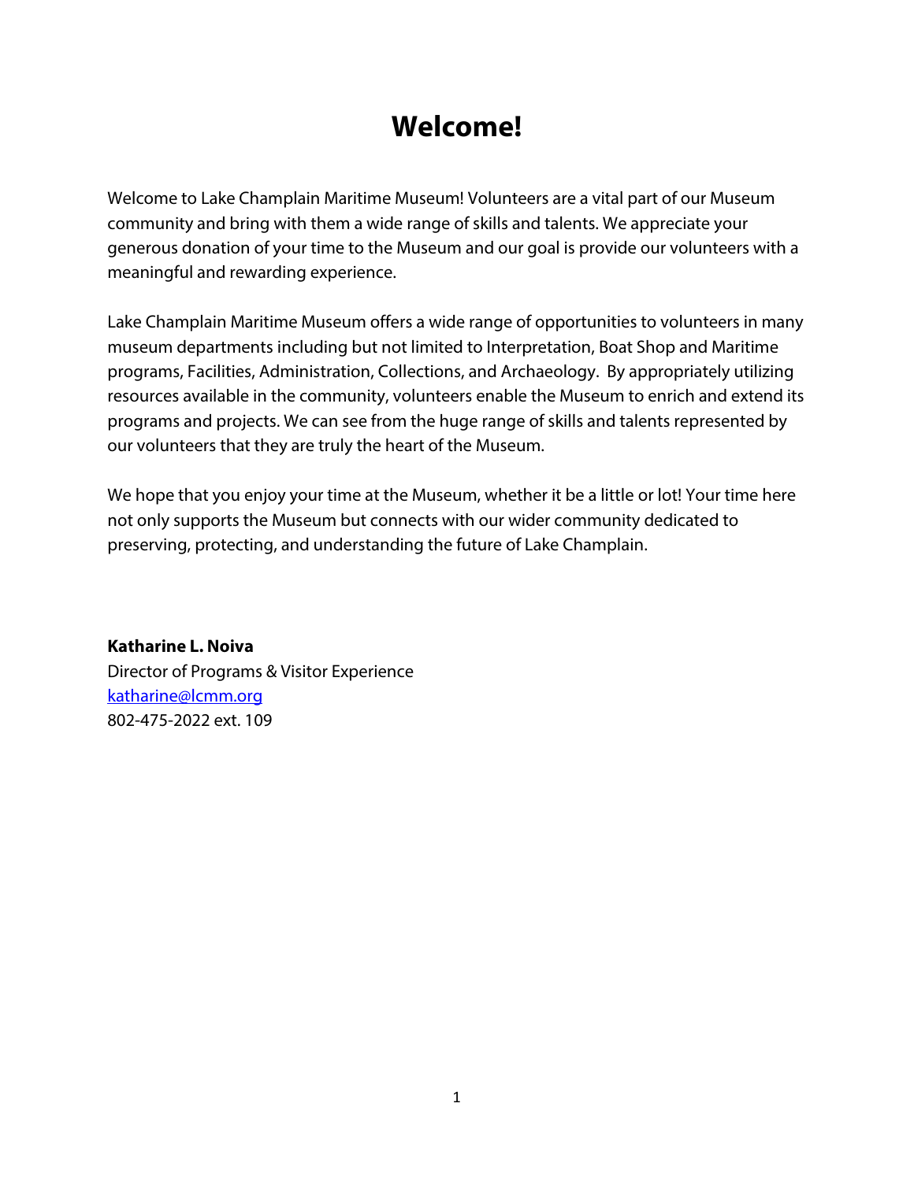# Welcome!

Welcome to Lake Champlain Maritime Museum! Volunteers are a vital part of our Museum community and bring with them a wide range of skills and talents. We appreciate your generous donation of your time to the Museum and our goal is provide our volunteers with a meaningful and rewarding experience.

Lake Champlain Maritime Museum offers a wide range of opportunities to volunteers in many museum departments including but not limited to Interpretation, Boat Shop and Maritime programs, Facilities, Administration, Collections, and Archaeology. By appropriately utilizing resources available in the community, volunteers enable the Museum to enrich and extend its programs and projects. We can see from the huge range of skills and talents represented by our volunteers that they are truly the heart of the Museum.

We hope that you enjoy your time at the Museum, whether it be a little or lot! Your time here not only supports the Museum but connects with our wider community dedicated to preserving, protecting, and understanding the future of Lake Champlain.

**Katharine L. Noiva**
Director of Programs & Visitor Experience
[katharine@lcmm.org](mailto:katharine@lcmm.org)
802-475-2022 ext. 109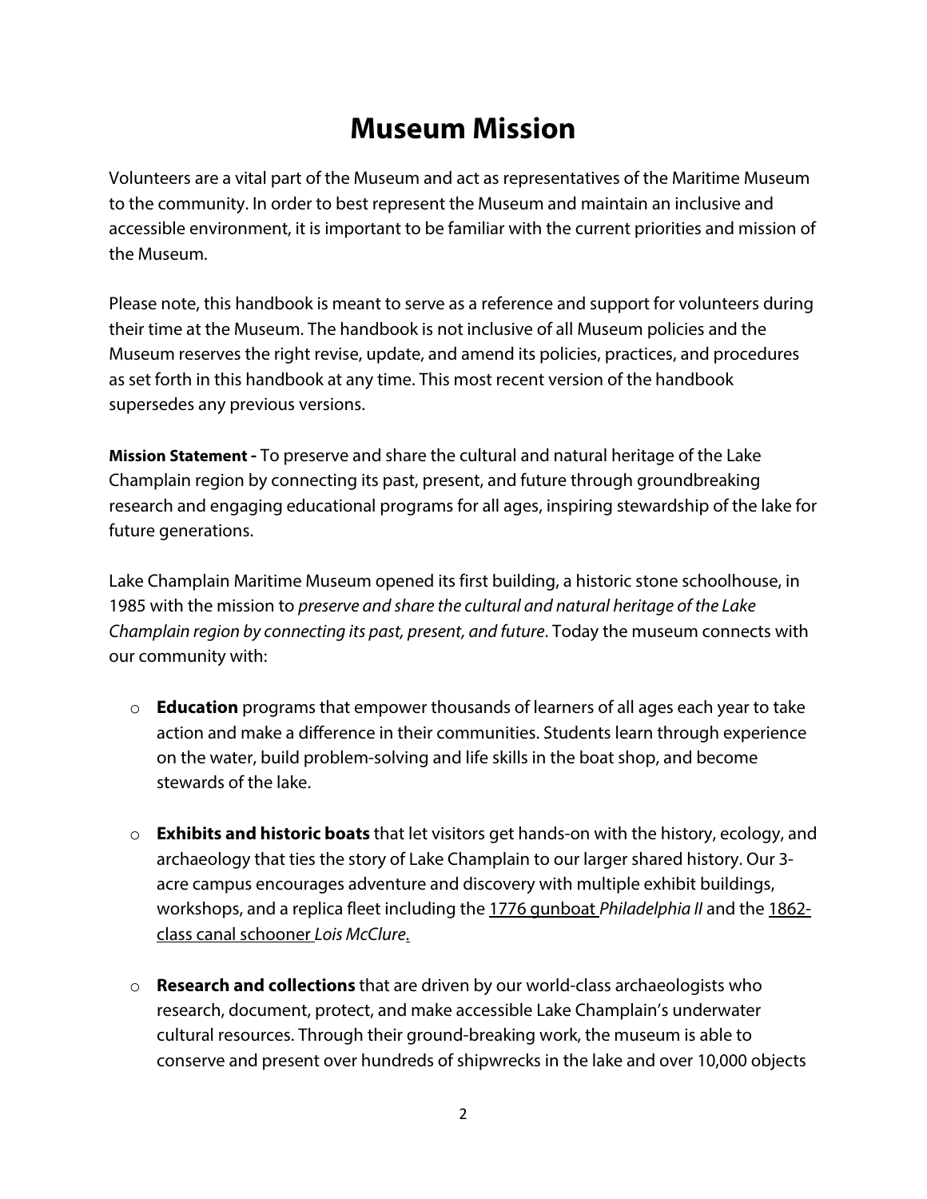# Museum Mission

Volunteers are a vital part of the Museum and act as representatives of the Maritime Museum to the community. In order to best represent the Museum and maintain an inclusive and accessible environment, it is important to be familiar with the current priorities and mission of the Museum.

Please note, this handbook is meant to serve as a reference and support for volunteers during their time at the Museum. The handbook is not inclusive of all Museum policies and the Museum reserves the right revise, update, and amend its policies, practices, and procedures as set forth in this handbook at any time. This most recent version of the handbook supersedes any previous versions.

**Mission Statement -** To preserve and share the cultural and natural heritage of the Lake Champlain region by connecting its past, present, and future through groundbreaking research and engaging educational programs for all ages, inspiring stewardship of the lake for future generations.

Lake Champlain Maritime Museum opened its first building, a historic stone schoolhouse, in 1985 with the mission to *preserve and share the cultural and natural heritage of the Lake Champlain region by connecting its past, present, and future*. Today the museum connects with our community with:

- **Education** programs that empower thousands of learners of all ages each year to take action and make a difference in their communities. Students learn through experience on the water, build problem-solving and life skills in the boat shop, and become stewards of the lake.

- **Exhibits and historic boats** that let visitors get hands-on with the history, ecology, and archaeology that ties the story of Lake Champlain to our larger shared history. Our 3-acre campus encourages adventure and discovery with multiple exhibit buildings, workshops, and a replica fleet including the 1776 gunboat *Philadelphia II* and the 1862-class canal schooner *Lois McClure*.

- **Research and collections** that are driven by our world-class archaeologists who research, document, protect, and make accessible Lake Champlain's underwater cultural resources. Through their ground-breaking work, the museum is able to conserve and present over hundreds of shipwrecks in the lake and over 10,000 objects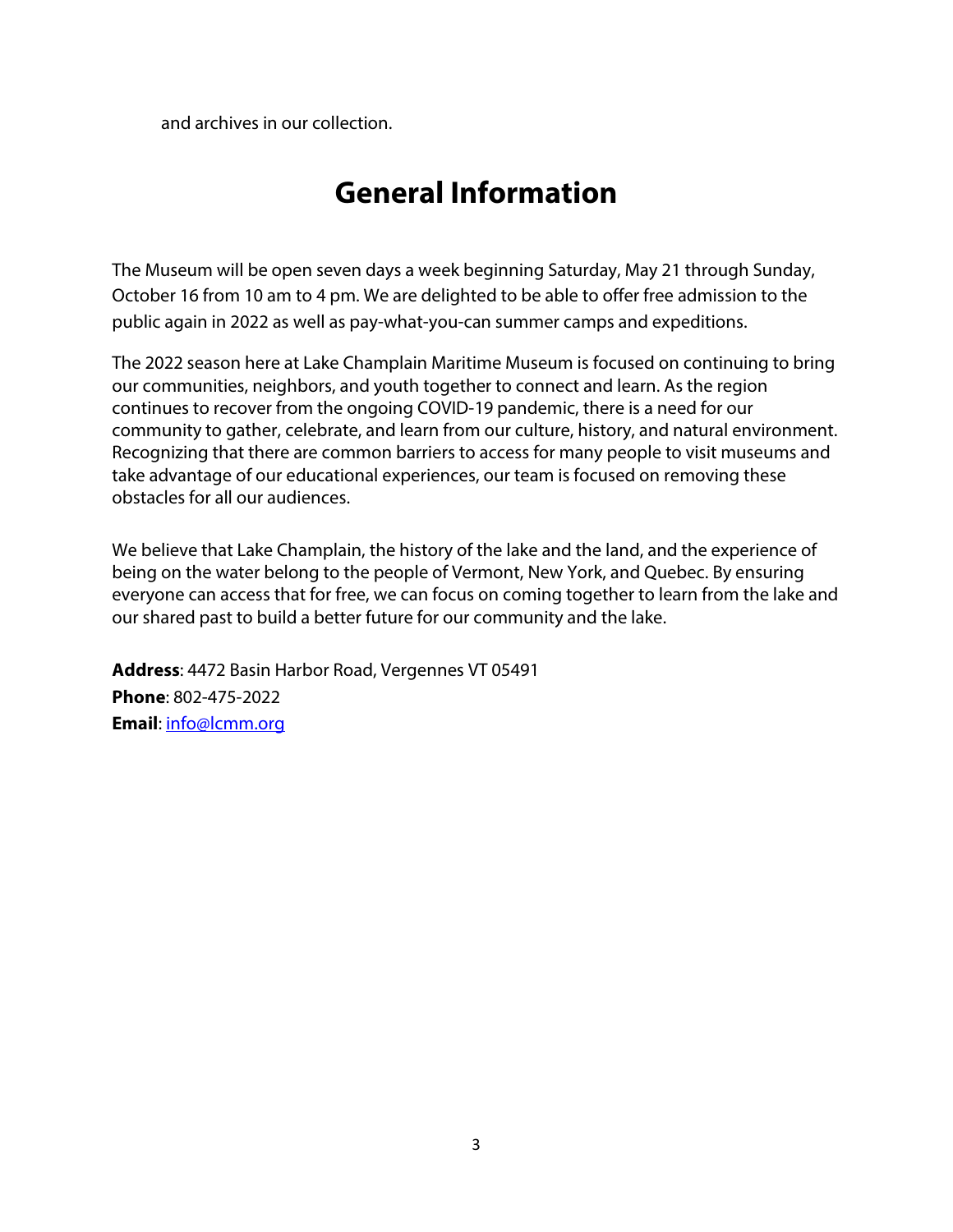and archives in our collection.

# General Information

The Museum will be open seven days a week beginning Saturday, May 21 through Sunday, October 16 from 10 am to 4 pm. We are delighted to be able to offer free admission to the public again in 2022 as well as pay-what-you-can summer camps and expeditions.

The 2022 season here at Lake Champlain Maritime Museum is focused on continuing to bring our communities, neighbors, and youth together to connect and learn. As the region continues to recover from the ongoing COVID-19 pandemic, there is a need for our community to gather, celebrate, and learn from our culture, history, and natural environment. Recognizing that there are common barriers to access for many people to visit museums and take advantage of our educational experiences, our team is focused on removing these obstacles for all our audiences.

We believe that Lake Champlain, the history of the lake and the land, and the experience of being on the water belong to the people of Vermont, New York, and Quebec. By ensuring everyone can access that for free, we can focus on coming together to learn from the lake and our shared past to build a better future for our community and the lake.

**Address**: 4472 Basin Harbor Road, Vergennes VT 05491
**Phone**: 802-475-2022
**Email**: info@lcmm.org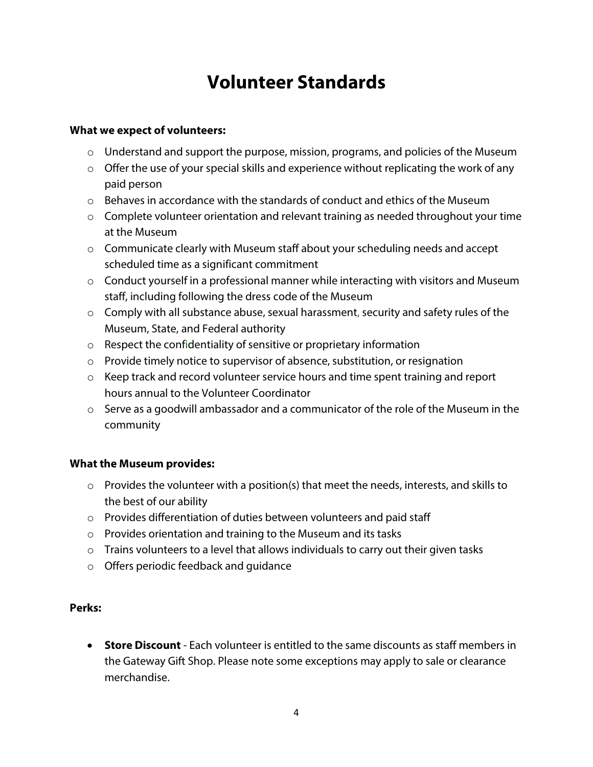# Volunteer Standards

**What we expect of volunteers:**

- Understand and support the purpose, mission, programs, and policies of the Museum
- Offer the use of your special skills and experience without replicating the work of any paid person
- Behaves in accordance with the standards of conduct and ethics of the Museum
- Complete volunteer orientation and relevant training as needed throughout your time at the Museum
- Communicate clearly with Museum staff about your scheduling needs and accept scheduled time as a significant commitment
- Conduct yourself in a professional manner while interacting with visitors and Museum staff, including following the dress code of the Museum
- Comply with all substance abuse, sexual harassment, security and safety rules of the Museum, State, and Federal authority
- Respect the confidentiality of sensitive or proprietary information
- Provide timely notice to supervisor of absence, substitution, or resignation
- Keep track and record volunteer service hours and time spent training and report hours annual to the Volunteer Coordinator
- Serve as a goodwill ambassador and a communicator of the role of the Museum in the community

**What the Museum provides:**

- Provides the volunteer with a position(s) that meet the needs, interests, and skills to the best of our ability
- Provides differentiation of duties between volunteers and paid staff
- Provides orientation and training to the Museum and its tasks
- Trains volunteers to a level that allows individuals to carry out their given tasks
- Offers periodic feedback and guidance

**Perks:**

- **Store Discount** - Each volunteer is entitled to the same discounts as staff members in the Gateway Gift Shop. Please note some exceptions may apply to sale or clearance merchandise.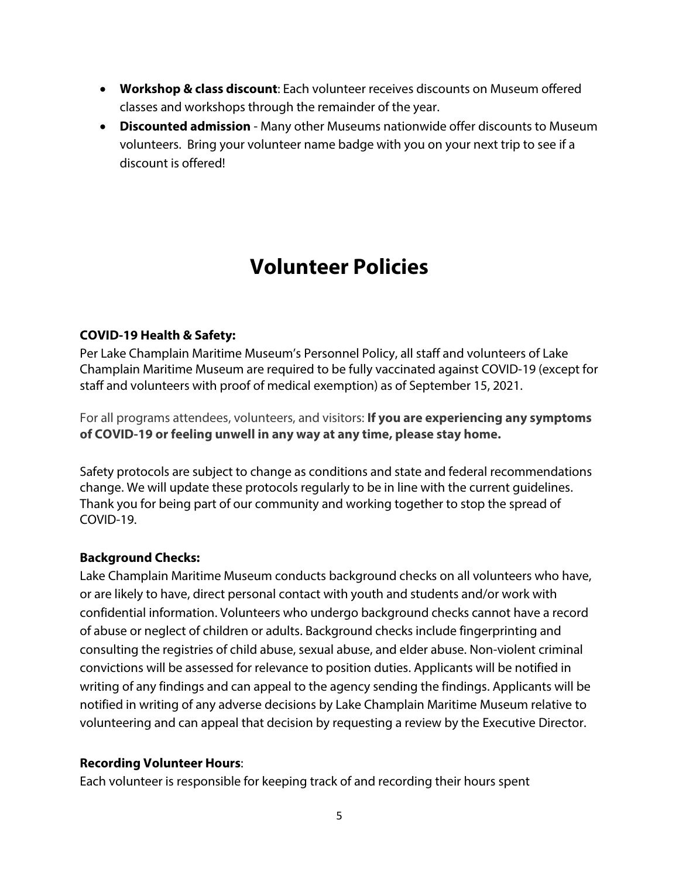- **Workshop & class discount**: Each volunteer receives discounts on Museum offered classes and workshops through the remainder of the year.
- **Discounted admission** - Many other Museums nationwide offer discounts to Museum volunteers. Bring your volunteer name badge with you on your next trip to see if a discount is offered!

# Volunteer Policies

**COVID-19 Health & Safety:**

Per Lake Champlain Maritime Museum's Personnel Policy, all staff and volunteers of Lake Champlain Maritime Museum are required to be fully vaccinated against COVID-19 (except for staff and volunteers with proof of medical exemption) as of September 15, 2021.

For all programs attendees, volunteers, and visitors: **If you are experiencing any symptoms of COVID-19 or feeling unwell in any way at any time, please stay home.**

Safety protocols are subject to change as conditions and state and federal recommendations change. We will update these protocols regularly to be in line with the current guidelines. Thank you for being part of our community and working together to stop the spread of COVID-19.

**Background Checks:**

Lake Champlain Maritime Museum conducts background checks on all volunteers who have, or are likely to have, direct personal contact with youth and students and/or work with confidential information. Volunteers who undergo background checks cannot have a record of abuse or neglect of children or adults. Background checks include fingerprinting and consulting the registries of child abuse, sexual abuse, and elder abuse. Non-violent criminal convictions will be assessed for relevance to position duties. Applicants will be notified in writing of any findings and can appeal to the agency sending the findings. Applicants will be notified in writing of any adverse decisions by Lake Champlain Maritime Museum relative to volunteering and can appeal that decision by requesting a review by the Executive Director.

**Recording Volunteer Hours**:

Each volunteer is responsible for keeping track of and recording their hours spent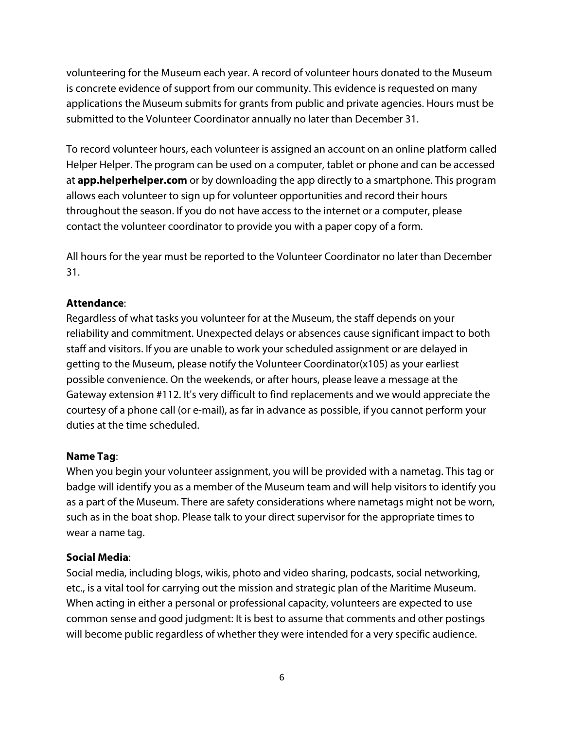volunteering for the Museum each year. A record of volunteer hours donated to the Museum is concrete evidence of support from our community. This evidence is requested on many applications the Museum submits for grants from public and private agencies. Hours must be submitted to the Volunteer Coordinator annually no later than December 31.

To record volunteer hours, each volunteer is assigned an account on an online platform called Helper Helper. The program can be used on a computer, tablet or phone and can be accessed at **app.helperhelper.com** or by downloading the app directly to a smartphone. This program allows each volunteer to sign up for volunteer opportunities and record their hours throughout the season. If you do not have access to the internet or a computer, please contact the volunteer coordinator to provide you with a paper copy of a form.

All hours for the year must be reported to the Volunteer Coordinator no later than December 31.

**Attendance**:
Regardless of what tasks you volunteer for at the Museum, the staff depends on your reliability and commitment. Unexpected delays or absences cause significant impact to both staff and visitors. If you are unable to work your scheduled assignment or are delayed in getting to the Museum, please notify the Volunteer Coordinator(x105) as your earliest possible convenience. On the weekends, or after hours, please leave a message at the Gateway extension #112. It's very difficult to find replacements and we would appreciate the courtesy of a phone call (or e-mail), as far in advance as possible, if you cannot perform your duties at the time scheduled.

**Name Tag**:
When you begin your volunteer assignment, you will be provided with a nametag. This tag or badge will identify you as a member of the Museum team and will help visitors to identify you as a part of the Museum. There are safety considerations where nametags might not be worn, such as in the boat shop. Please talk to your direct supervisor for the appropriate times to wear a name tag.

**Social Media**:
Social media, including blogs, wikis, photo and video sharing, podcasts, social networking, etc., is a vital tool for carrying out the mission and strategic plan of the Maritime Museum. When acting in either a personal or professional capacity, volunteers are expected to use common sense and good judgment: It is best to assume that comments and other postings will become public regardless of whether they were intended for a very specific audience.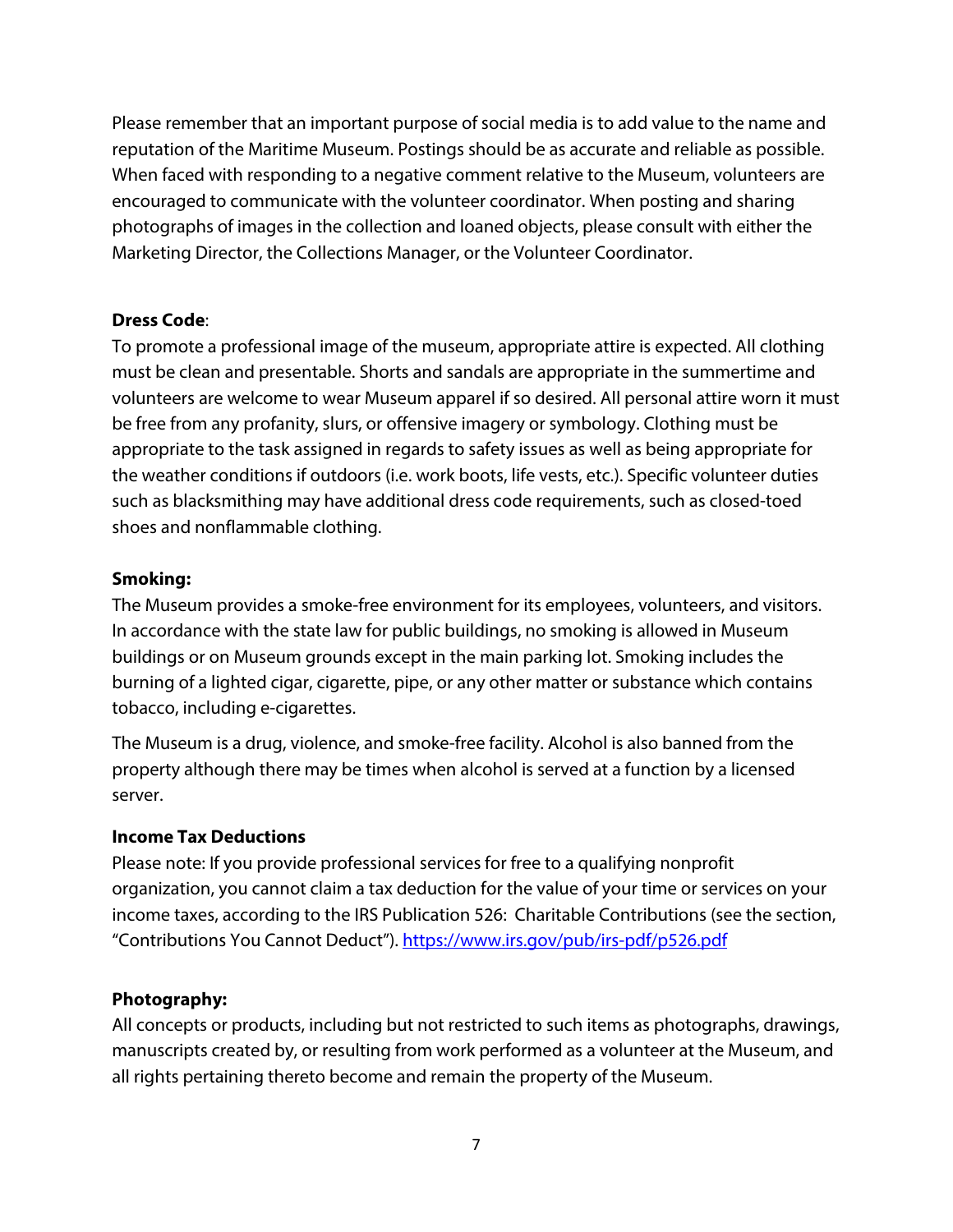Please remember that an important purpose of social media is to add value to the name and reputation of the Maritime Museum. Postings should be as accurate and reliable as possible. When faced with responding to a negative comment relative to the Museum, volunteers are encouraged to communicate with the volunteer coordinator. When posting and sharing photographs of images in the collection and loaned objects, please consult with either the Marketing Director, the Collections Manager, or the Volunteer Coordinator.

**Dress Code**:
To promote a professional image of the museum, appropriate attire is expected. All clothing must be clean and presentable. Shorts and sandals are appropriate in the summertime and volunteers are welcome to wear Museum apparel if so desired. All personal attire worn it must be free from any profanity, slurs, or offensive imagery or symbology. Clothing must be appropriate to the task assigned in regards to safety issues as well as being appropriate for the weather conditions if outdoors (i.e. work boots, life vests, etc.). Specific volunteer duties such as blacksmithing may have additional dress code requirements, such as closed-toed shoes and nonflammable clothing.

**Smoking:**
The Museum provides a smoke-free environment for its employees, volunteers, and visitors. In accordance with the state law for public buildings, no smoking is allowed in Museum buildings or on Museum grounds except in the main parking lot. Smoking includes the burning of a lighted cigar, cigarette, pipe, or any other matter or substance which contains tobacco, including e-cigarettes.

The Museum is a drug, violence, and smoke-free facility. Alcohol is also banned from the property although there may be times when alcohol is served at a function by a licensed server.

**Income Tax Deductions**
Please note: If you provide professional services for free to a qualifying nonprofit organization, you cannot claim a tax deduction for the value of your time or services on your income taxes, according to the IRS Publication 526: Charitable Contributions (see the section, "Contributions You Cannot Deduct"). https://www.irs.gov/pub/irs-pdf/p526.pdf

**Photography:**
All concepts or products, including but not restricted to such items as photographs, drawings, manuscripts created by, or resulting from work performed as a volunteer at the Museum, and all rights pertaining thereto become and remain the property of the Museum.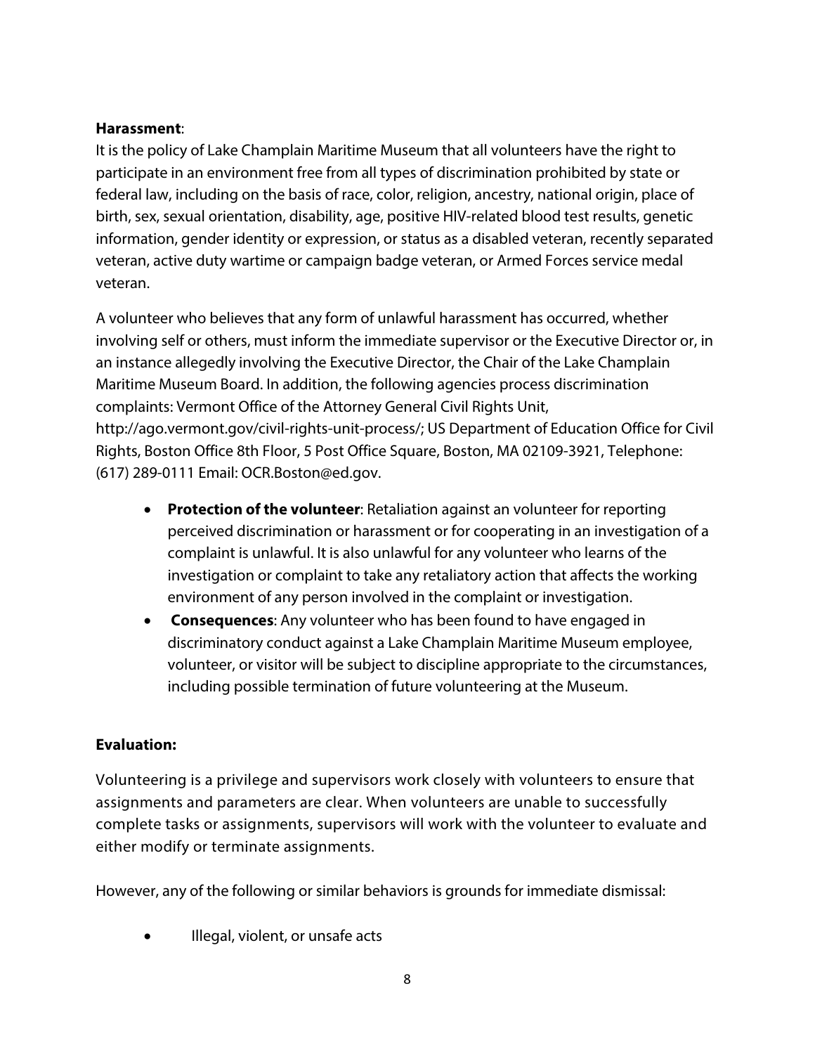**Harassment**:

It is the policy of Lake Champlain Maritime Museum that all volunteers have the right to participate in an environment free from all types of discrimination prohibited by state or federal law, including on the basis of race, color, religion, ancestry, national origin, place of birth, sex, sexual orientation, disability, age, positive HIV-related blood test results, genetic information, gender identity or expression, or status as a disabled veteran, recently separated veteran, active duty wartime or campaign badge veteran, or Armed Forces service medal veteran.

A volunteer who believes that any form of unlawful harassment has occurred, whether involving self or others, must inform the immediate supervisor or the Executive Director or, in an instance allegedly involving the Executive Director, the Chair of the Lake Champlain Maritime Museum Board. In addition, the following agencies process discrimination complaints: Vermont Office of the Attorney General Civil Rights Unit, http://ago.vermont.gov/civil-rights-unit-process/; US Department of Education Office for Civil Rights, Boston Office 8th Floor, 5 Post Office Square, Boston, MA 02109-3921, Telephone: (617) 289-0111 Email: OCR.Boston@ed.gov.

- **Protection of the volunteer**: Retaliation against an volunteer for reporting perceived discrimination or harassment or for cooperating in an investigation of a complaint is unlawful. It is also unlawful for any volunteer who learns of the investigation or complaint to take any retaliatory action that affects the working environment of any person involved in the complaint or investigation.
- **Consequences**: Any volunteer who has been found to have engaged in discriminatory conduct against a Lake Champlain Maritime Museum employee, volunteer, or visitor will be subject to discipline appropriate to the circumstances, including possible termination of future volunteering at the Museum.

**Evaluation:**

Volunteering is a privilege and supervisors work closely with volunteers to ensure that assignments and parameters are clear. When volunteers are unable to successfully complete tasks or assignments, supervisors will work with the volunteer to evaluate and either modify or terminate assignments.

However, any of the following or similar behaviors is grounds for immediate dismissal:

- Illegal, violent, or unsafe acts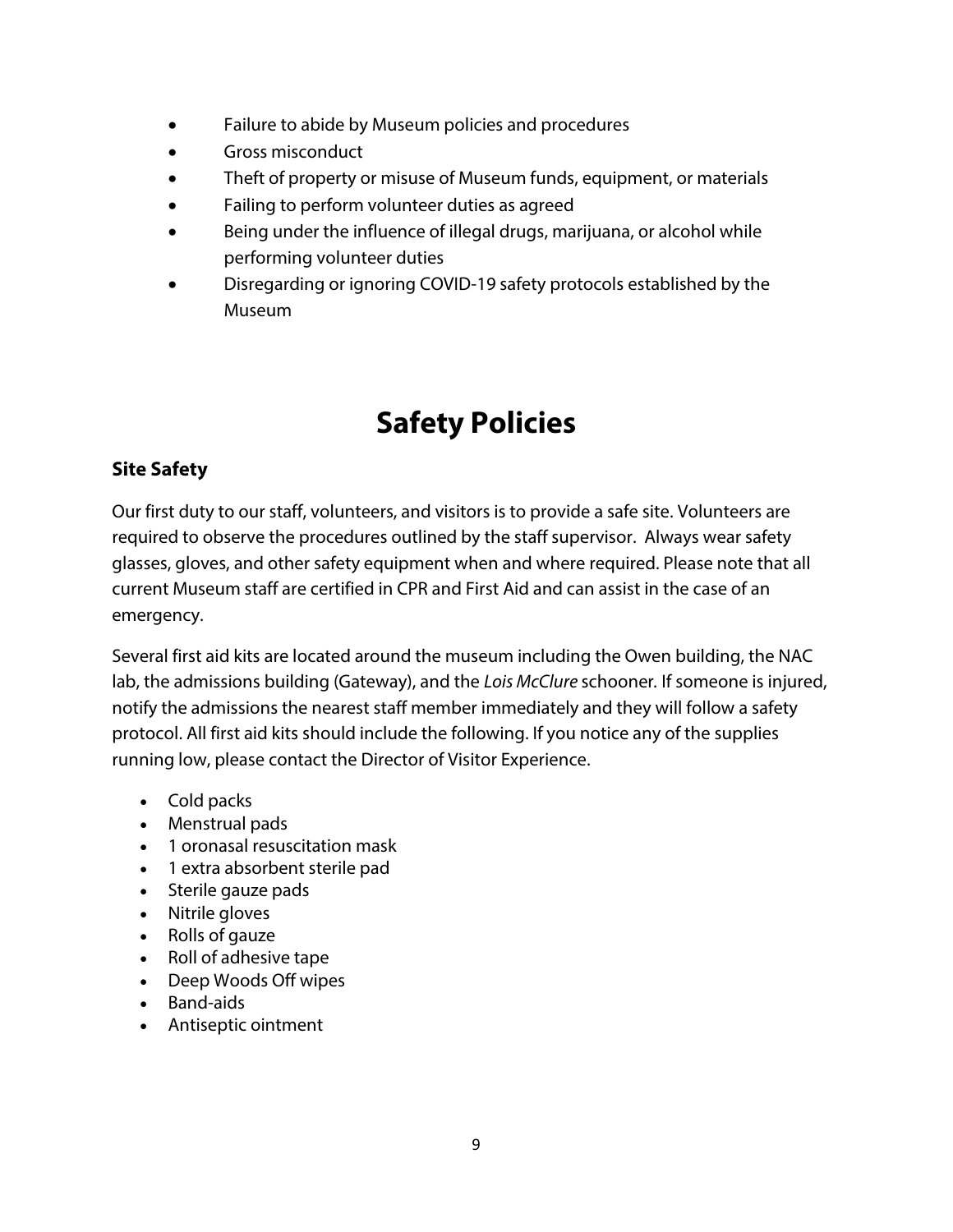- Failure to abide by Museum policies and procedures
- Gross misconduct
- Theft of property or misuse of Museum funds, equipment, or materials
- Failing to perform volunteer duties as agreed
- Being under the influence of illegal drugs, marijuana, or alcohol while performing volunteer duties
- Disregarding or ignoring COVID-19 safety protocols established by the Museum

# Safety Policies

## Site Safety

Our first duty to our staff, volunteers, and visitors is to provide a safe site. Volunteers are required to observe the procedures outlined by the staff supervisor. Always wear safety glasses, gloves, and other safety equipment when and where required. Please note that all current Museum staff are certified in CPR and First Aid and can assist in the case of an emergency.

Several first aid kits are located around the museum including the Owen building, the NAC lab, the admissions building (Gateway), and the *Lois McClure* schooner. If someone is injured, notify the admissions the nearest staff member immediately and they will follow a safety protocol. All first aid kits should include the following. If you notice any of the supplies running low, please contact the Director of Visitor Experience.

- Cold packs
- Menstrual pads
- 1 oronasal resuscitation mask
- 1 extra absorbent sterile pad
- Sterile gauze pads
- Nitrile gloves
- Rolls of gauze
- Roll of adhesive tape
- Deep Woods Off wipes
- Band-aids
- Antiseptic ointment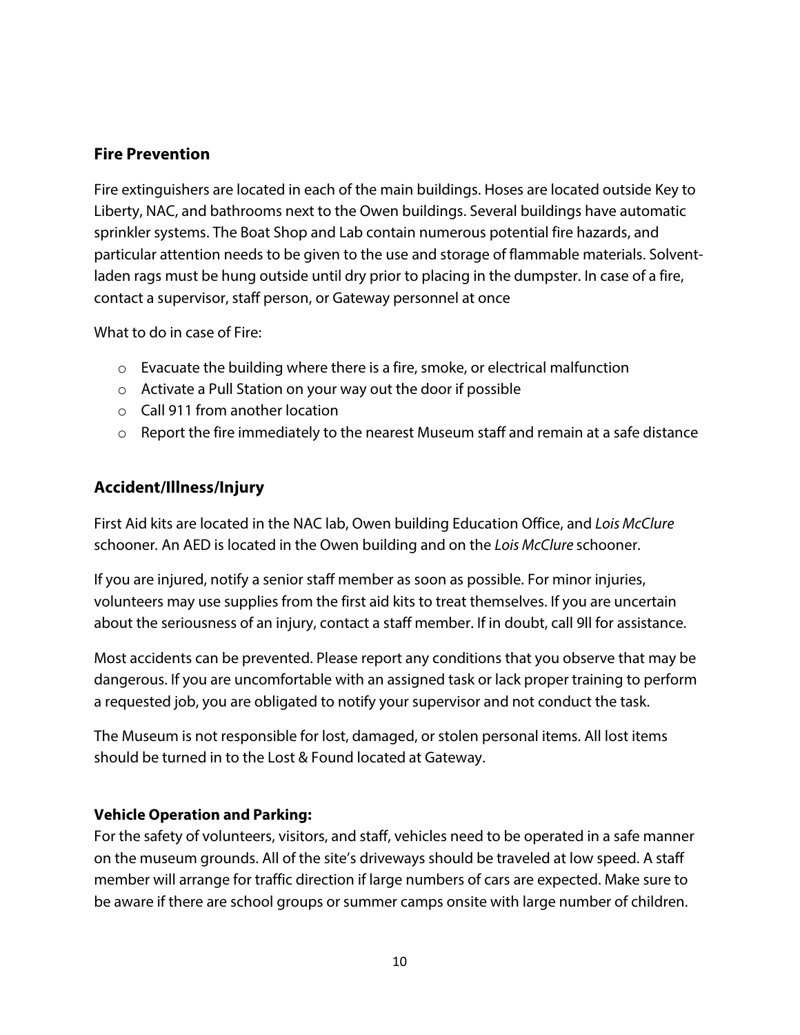## Fire Prevention

Fire extinguishers are located in each of the main buildings. Hoses are located outside Key to Liberty, NAC, and bathrooms next to the Owen buildings. Several buildings have automatic sprinkler systems. The Boat Shop and Lab contain numerous potential fire hazards, and particular attention needs to be given to the use and storage of flammable materials. Solvent-laden rags must be hung outside until dry prior to placing in the dumpster. In case of a fire, contact a supervisor, staff person, or Gateway personnel at once

What to do in case of Fire:

- Evacuate the building where there is a fire, smoke, or electrical malfunction
- Activate a Pull Station on your way out the door if possible
- Call 911 from another location
- Report the fire immediately to the nearest Museum staff and remain at a safe distance

## Accident/Illness/Injury

First Aid kits are located in the NAC lab, Owen building Education Office, and *Lois McClure* schooner. An AED is located in the Owen building and on the *Lois McClure* schooner.

If you are injured, notify a senior staff member as soon as possible. For minor injuries, volunteers may use supplies from the first aid kits to treat themselves. If you are uncertain about the seriousness of an injury, contact a staff member. If in doubt, call 9ll for assistance.

Most accidents can be prevented. Please report any conditions that you observe that may be dangerous. If you are uncomfortable with an assigned task or lack proper training to perform a requested job, you are obligated to notify your supervisor and not conduct the task.

The Museum is not responsible for lost, damaged, or stolen personal items. All lost items should be turned in to the Lost & Found located at Gateway.

### Vehicle Operation and Parking:

For the safety of volunteers, visitors, and staff, vehicles need to be operated in a safe manner on the museum grounds. All of the site's driveways should be traveled at low speed. A staff member will arrange for traffic direction if large numbers of cars are expected. Make sure to be aware if there are school groups or summer camps onsite with large number of children.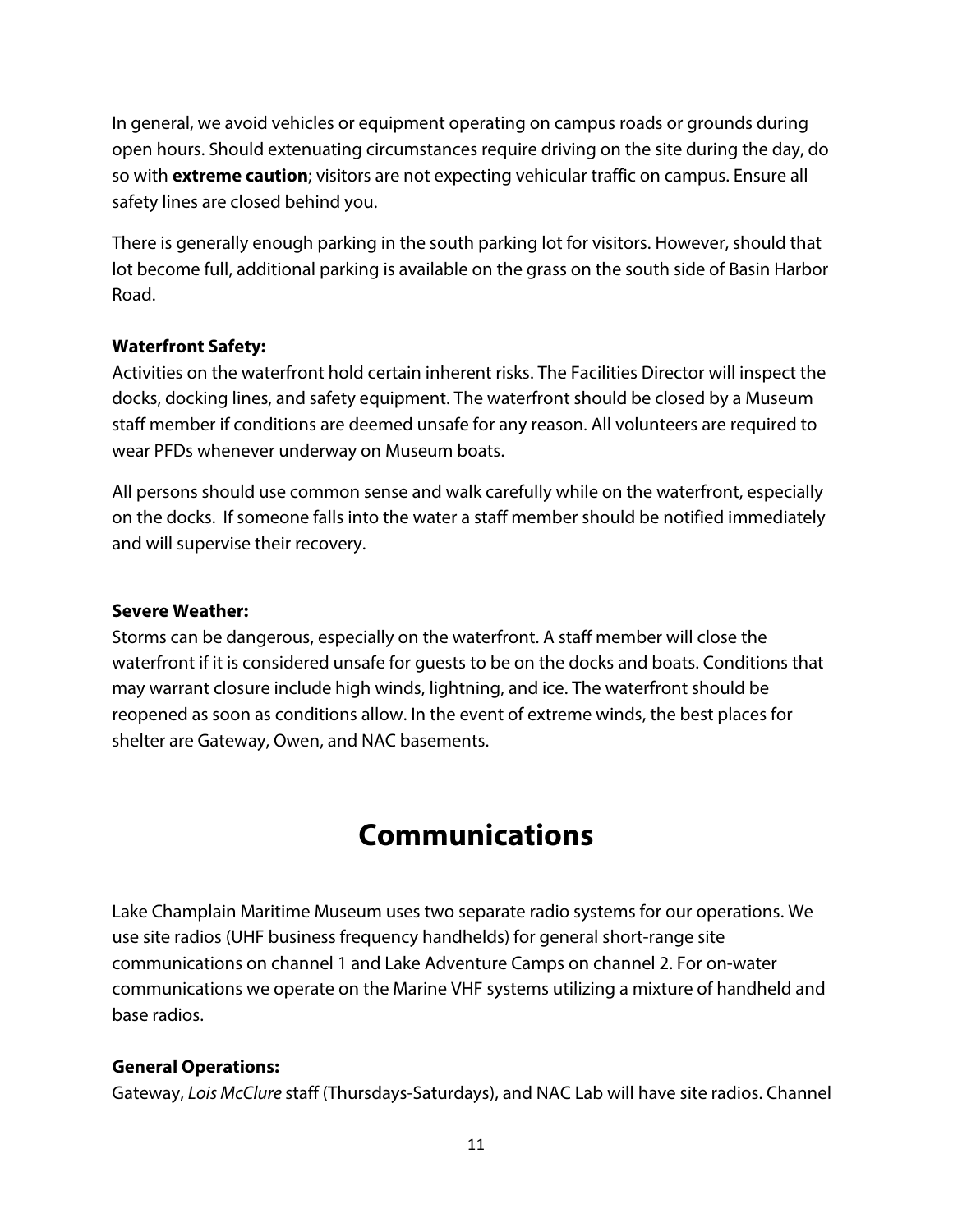In general, we avoid vehicles or equipment operating on campus roads or grounds during open hours. Should extenuating circumstances require driving on the site during the day, do so with **extreme caution**; visitors are not expecting vehicular traffic on campus. Ensure all safety lines are closed behind you.

There is generally enough parking in the south parking lot for visitors. However, should that lot become full, additional parking is available on the grass on the south side of Basin Harbor Road.

**Waterfront Safety:**
Activities on the waterfront hold certain inherent risks. The Facilities Director will inspect the docks, docking lines, and safety equipment. The waterfront should be closed by a Museum staff member if conditions are deemed unsafe for any reason. All volunteers are required to wear PFDs whenever underway on Museum boats.

All persons should use common sense and walk carefully while on the waterfront, especially on the docks. If someone falls into the water a staff member should be notified immediately and will supervise their recovery.

**Severe Weather:**
Storms can be dangerous, especially on the waterfront. A staff member will close the waterfront if it is considered unsafe for guests to be on the docks and boats. Conditions that may warrant closure include high winds, lightning, and ice. The waterfront should be reopened as soon as conditions allow. In the event of extreme winds, the best places for shelter are Gateway, Owen, and NAC basements.

# Communications

Lake Champlain Maritime Museum uses two separate radio systems for our operations. We use site radios (UHF business frequency handhelds) for general short-range site communications on channel 1 and Lake Adventure Camps on channel 2. For on-water communications we operate on the Marine VHF systems utilizing a mixture of handheld and base radios.

**General Operations:**
Gateway, *Lois McClure* staff (Thursdays-Saturdays), and NAC Lab will have site radios. Channel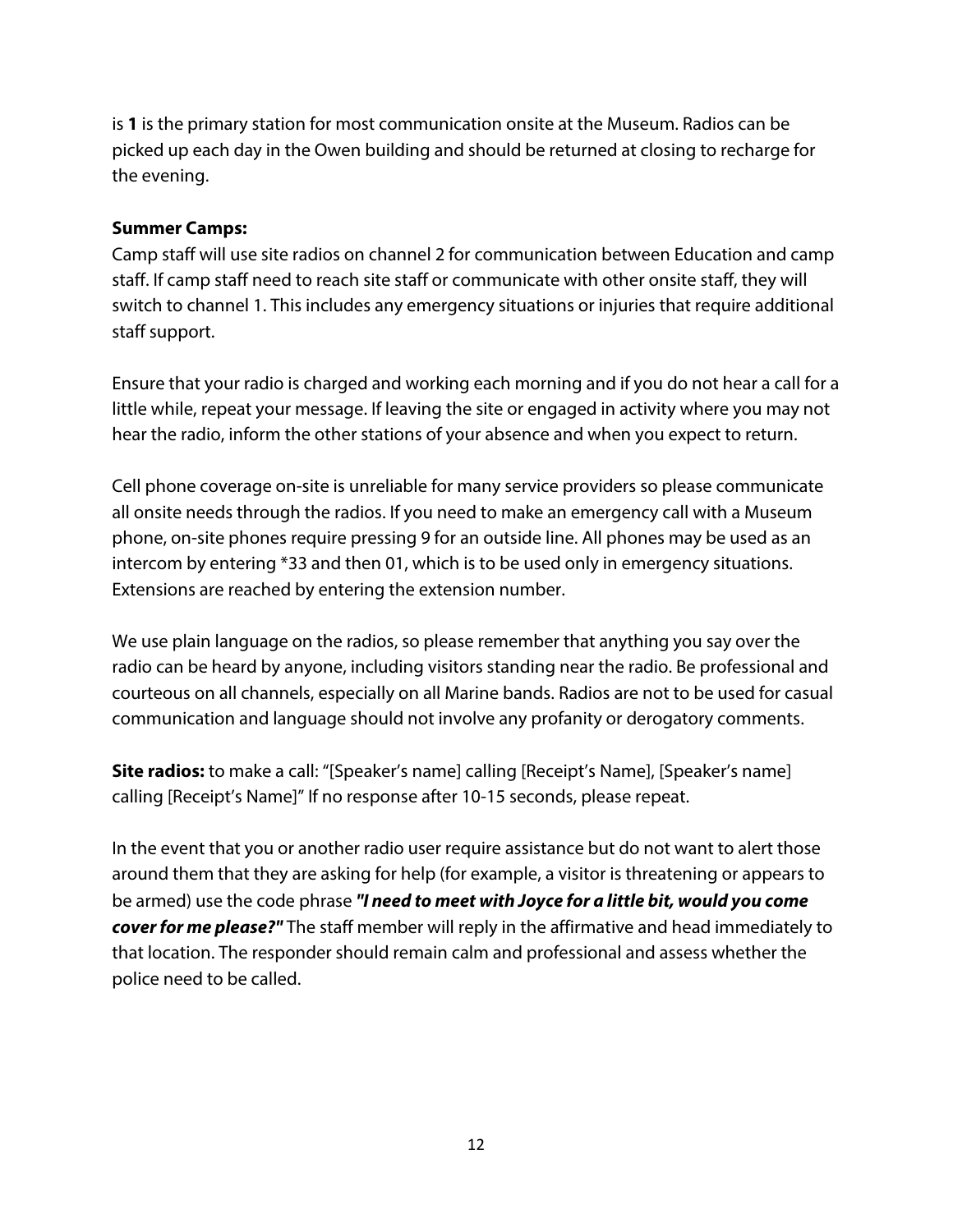is **1** is the primary station for most communication onsite at the Museum. Radios can be picked up each day in the Owen building and should be returned at closing to recharge for the evening.

**Summer Camps:**
Camp staff will use site radios on channel 2 for communication between Education and camp staff. If camp staff need to reach site staff or communicate with other onsite staff, they will switch to channel 1. This includes any emergency situations or injuries that require additional staff support.

Ensure that your radio is charged and working each morning and if you do not hear a call for a little while, repeat your message. If leaving the site or engaged in activity where you may not hear the radio, inform the other stations of your absence and when you expect to return.

Cell phone coverage on-site is unreliable for many service providers so please communicate all onsite needs through the radios. If you need to make an emergency call with a Museum phone, on-site phones require pressing 9 for an outside line. All phones may be used as an intercom by entering *33 and then 01, which is to be used only in emergency situations. Extensions are reached by entering the extension number.

We use plain language on the radios, so please remember that anything you say over the radio can be heard by anyone, including visitors standing near the radio. Be professional and courteous on all channels, especially on all Marine bands. Radios are not to be used for casual communication and language should not involve any profanity or derogatory comments.

**Site radios:** to make a call: "[Speaker's name] calling [Receipt's Name], [Speaker's name] calling [Receipt's Name]" If no response after 10-15 seconds, please repeat.

In the event that you or another radio user require assistance but do not want to alert those around them that they are asking for help (for example, a visitor is threatening or appears to be armed) use the code phrase ***"I need to meet with Joyce for a little bit, would you come cover for me please?"*** The staff member will reply in the affirmative and head immediately to that location. The responder should remain calm and professional and assess whether the police need to be called.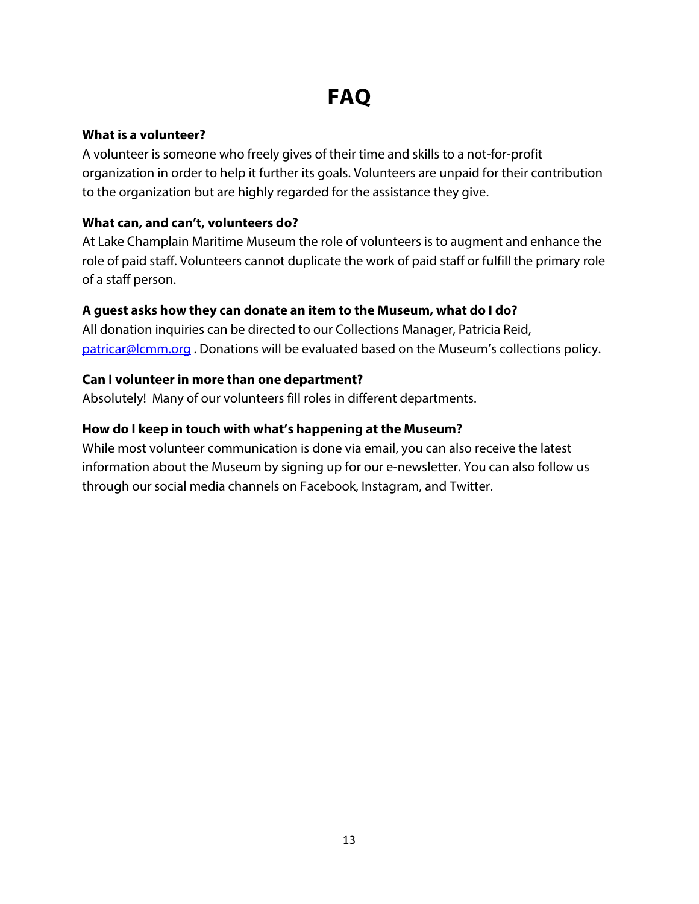# FAQ

**What is a volunteer?**

A volunteer is someone who freely gives of their time and skills to a not-for-profit organization in order to help it further its goals. Volunteers are unpaid for their contribution to the organization but are highly regarded for the assistance they give.

**What can, and can't, volunteers do?**

At Lake Champlain Maritime Museum the role of volunteers is to augment and enhance the role of paid staff. Volunteers cannot duplicate the work of paid staff or fulfill the primary role of a staff person.

**A guest asks how they can donate an item to the Museum, what do I do?**

All donation inquiries can be directed to our Collections Manager, Patricia Reid, patricar@lcmm.org . Donations will be evaluated based on the Museum's collections policy.

**Can I volunteer in more than one department?**

Absolutely! Many of our volunteers fill roles in different departments.

**How do I keep in touch with what's happening at the Museum?**

While most volunteer communication is done via email, you can also receive the latest information about the Museum by signing up for our e-newsletter. You can also follow us through our social media channels on Facebook, Instagram, and Twitter.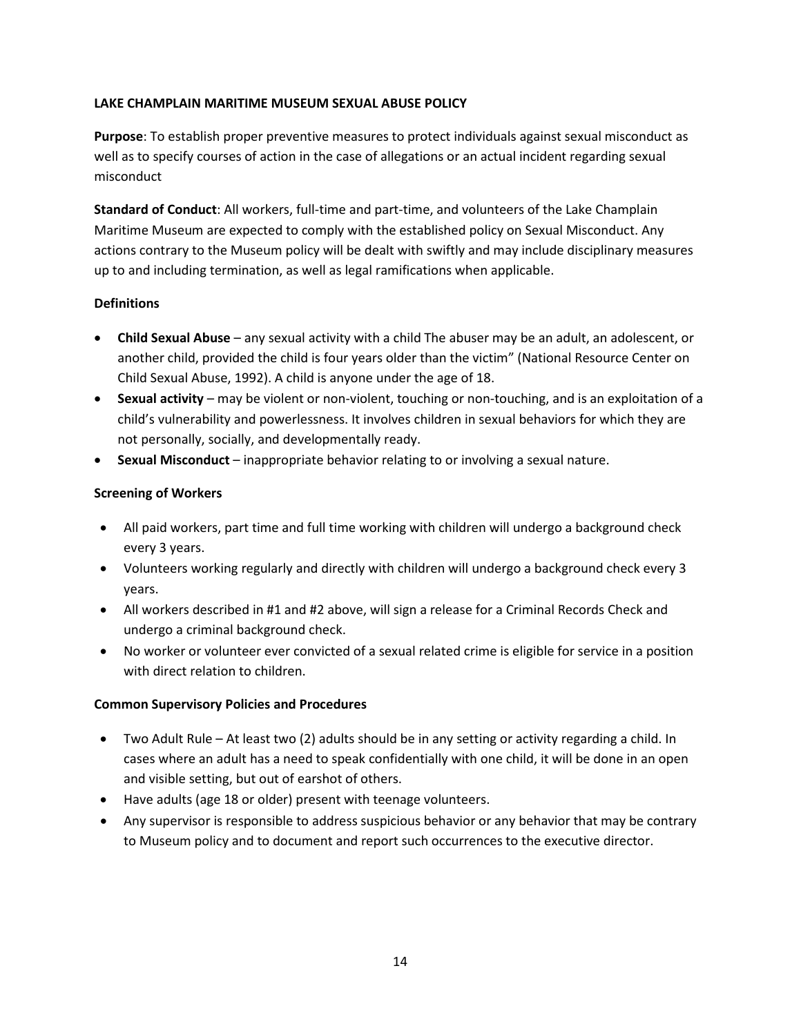**LAKE CHAMPLAIN MARITIME MUSEUM SEXUAL ABUSE POLICY**

**Purpose**: To establish proper preventive measures to protect individuals against sexual misconduct as well as to specify courses of action in the case of allegations or an actual incident regarding sexual misconduct

**Standard of Conduct**: All workers, full-time and part-time, and volunteers of the Lake Champlain Maritime Museum are expected to comply with the established policy on Sexual Misconduct. Any actions contrary to the Museum policy will be dealt with swiftly and may include disciplinary measures up to and including termination, as well as legal ramifications when applicable.

**Definitions**

- **Child Sexual Abuse** – any sexual activity with a child The abuser may be an adult, an adolescent, or another child, provided the child is four years older than the victim" (National Resource Center on Child Sexual Abuse, 1992). A child is anyone under the age of 18.
- **Sexual activity** – may be violent or non-violent, touching or non-touching, and is an exploitation of a child's vulnerability and powerlessness. It involves children in sexual behaviors for which they are not personally, socially, and developmentally ready.
- **Sexual Misconduct** – inappropriate behavior relating to or involving a sexual nature.

**Screening of Workers**

- All paid workers, part time and full time working with children will undergo a background check every 3 years.
- Volunteers working regularly and directly with children will undergo a background check every 3 years.
- All workers described in #1 and #2 above, will sign a release for a Criminal Records Check and undergo a criminal background check.
- No worker or volunteer ever convicted of a sexual related crime is eligible for service in a position with direct relation to children.

**Common Supervisory Policies and Procedures**

- Two Adult Rule – At least two (2) adults should be in any setting or activity regarding a child. In cases where an adult has a need to speak confidentially with one child, it will be done in an open and visible setting, but out of earshot of others.
- Have adults (age 18 or older) present with teenage volunteers.
- Any supervisor is responsible to address suspicious behavior or any behavior that may be contrary to Museum policy and to document and report such occurrences to the executive director.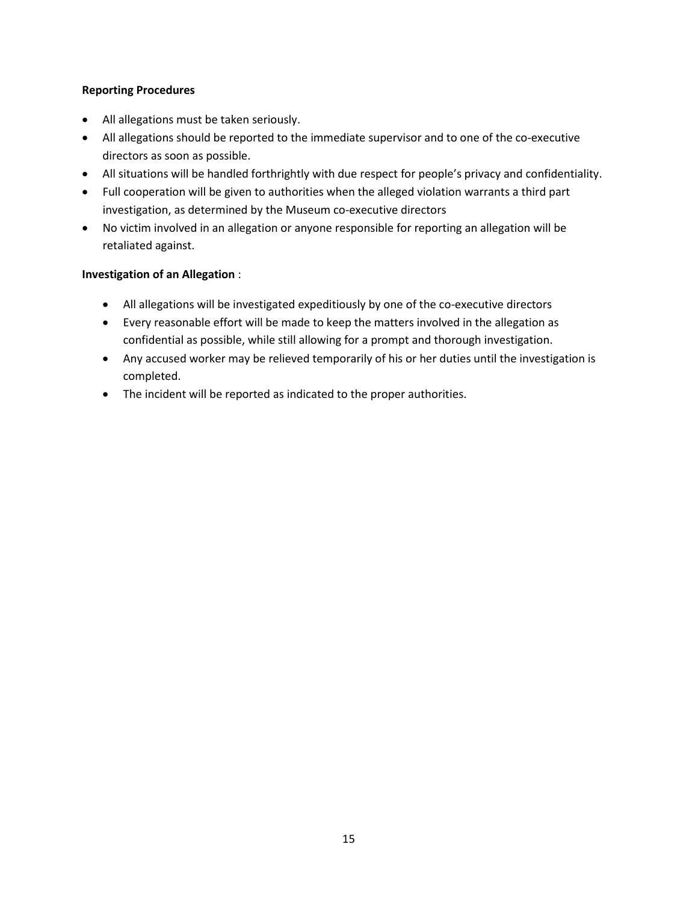**Reporting Procedures**

- All allegations must be taken seriously.
- All allegations should be reported to the immediate supervisor and to one of the co-executive directors as soon as possible.
- All situations will be handled forthrightly with due respect for people's privacy and confidentiality.
- Full cooperation will be given to authorities when the alleged violation warrants a third part investigation, as determined by the Museum co-executive directors
- No victim involved in an allegation or anyone responsible for reporting an allegation will be retaliated against.

**Investigation of an Allegation** :

- All allegations will be investigated expeditiously by one of the co-executive directors
- Every reasonable effort will be made to keep the matters involved in the allegation as confidential as possible, while still allowing for a prompt and thorough investigation.
- Any accused worker may be relieved temporarily of his or her duties until the investigation is completed.
- The incident will be reported as indicated to the proper authorities.